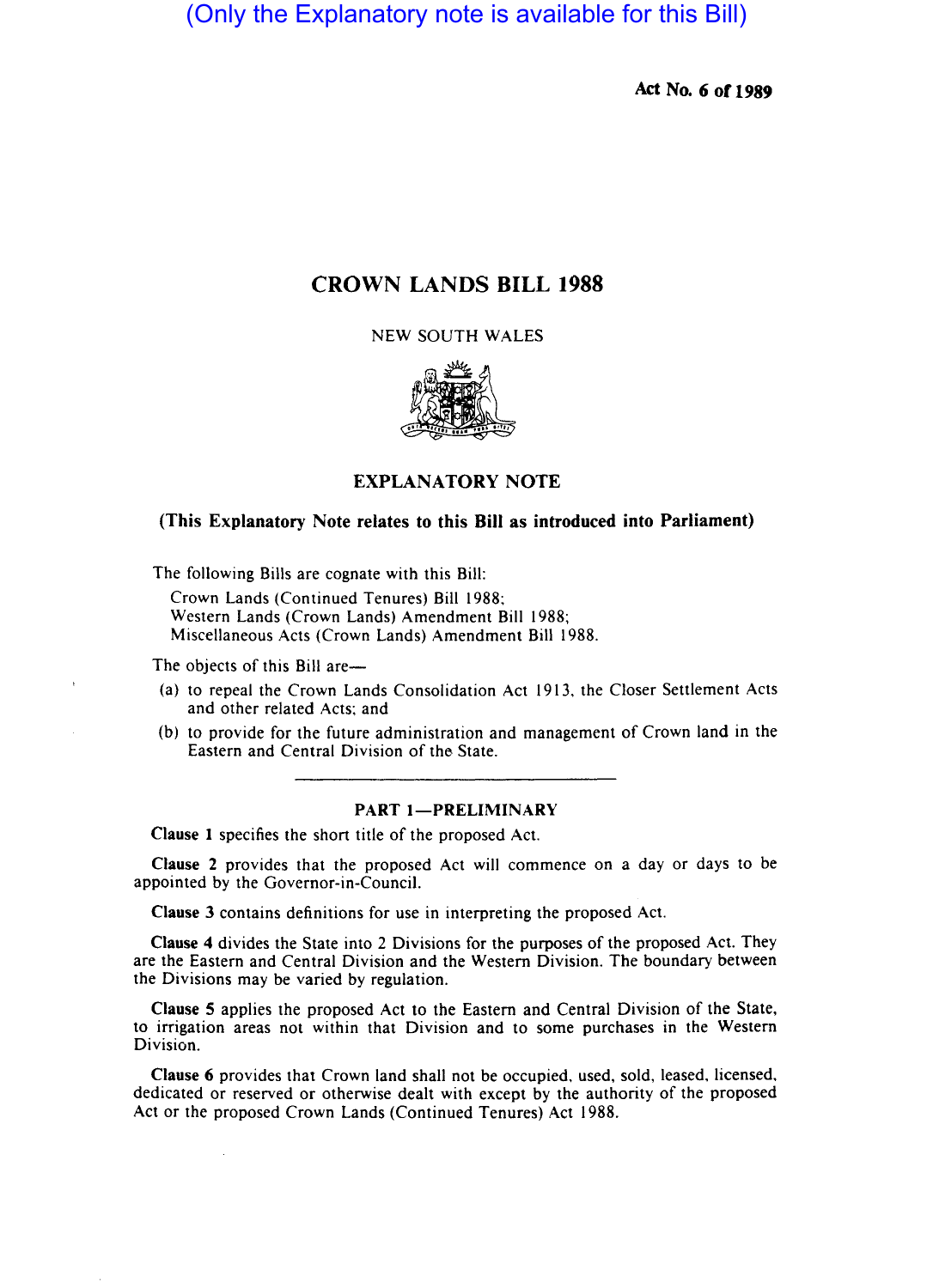(Only the Explanatory note is available for this Bill)

Act No. 6 of 1989

# CROWN LANDS BILL 1988

NEW SOUTH WALES

## EXPLANATORY NOTE

**(This Explanatory Note relates to this Bill as introduced into Parliament)**

The following Bills are cognate with this Bill:

Crown Lands (Continued Tenures) Bill 1988;
Western Lands (Crown Lands) Amendment Bill 1988;
Miscellaneous Acts (Crown Lands) Amendment Bill 1988.

The objects of this Bill are—

(a) to repeal the Crown Lands Consolidation Act 1913, the Closer Settlement Acts and other related Acts; and

(b) to provide for the future administration and management of Crown land in the Eastern and Central Division of the State.

### PART 1—PRELIMINARY

**Clause 1** specifies the short title of the proposed Act.

**Clause 2** provides that the proposed Act will commence on a day or days to be appointed by the Governor-in-Council.

**Clause 3** contains definitions for use in interpreting the proposed Act.

**Clause 4** divides the State into 2 Divisions for the purposes of the proposed Act. They are the Eastern and Central Division and the Western Division. The boundary between the Divisions may be varied by regulation.

**Clause 5** applies the proposed Act to the Eastern and Central Division of the State, to irrigation areas not within that Division and to some purchases in the Western Division.

**Clause 6** provides that Crown land shall not be occupied, used, sold, leased, licensed, dedicated or reserved or otherwise dealt with except by the authority of the proposed Act or the proposed Crown Lands (Continued Tenures) Act 1988.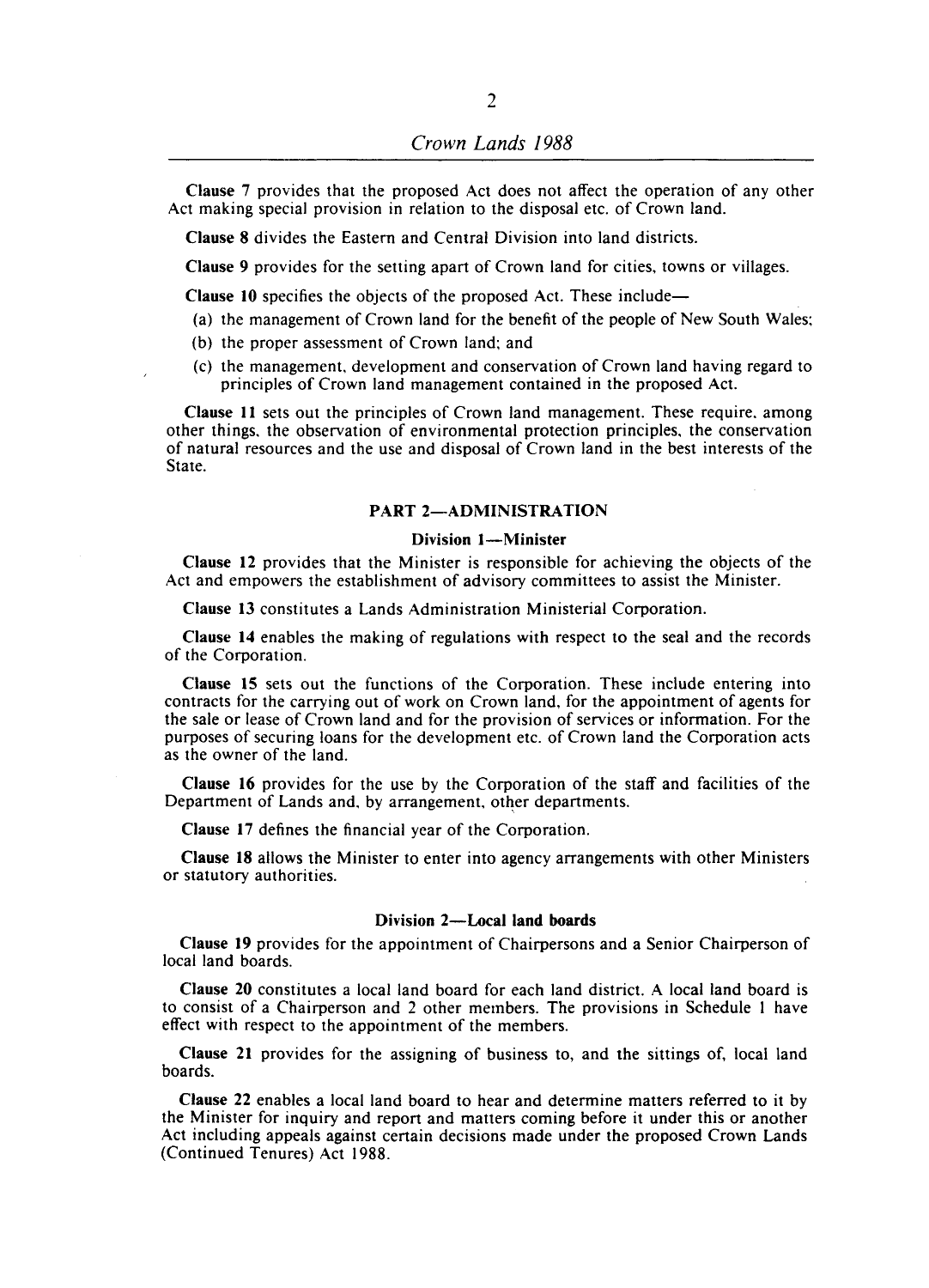**Clause 7** provides that the proposed Act does not affect the operation of any other Act making special provision in relation to the disposal etc. of Crown land.

**Clause 8** divides the Eastern and Central Division into land districts.

**Clause 9** provides for the setting apart of Crown land for cities, towns or villages.

**Clause 10** specifies the objects of the proposed Act. These include—

(a) the management of Crown land for the benefit of the people of New South Wales;

(b) the proper assessment of Crown land; and

(c) the management, development and conservation of Crown land having regard to principles of Crown land management contained in the proposed Act.

**Clause 11** sets out the principles of Crown land management. These require, among other things, the observation of environmental protection principles, the conservation of natural resources and the use and disposal of Crown land in the best interests of the State.

## PART 2—ADMINISTRATION

### Division 1—Minister

**Clause 12** provides that the Minister is responsible for achieving the objects of the Act and empowers the establishment of advisory committees to assist the Minister.

**Clause 13** constitutes a Lands Administration Ministerial Corporation.

**Clause 14** enables the making of regulations with respect to the seal and the records of the Corporation.

**Clause 15** sets out the functions of the Corporation. These include entering into contracts for the carrying out of work on Crown land, for the appointment of agents for the sale or lease of Crown land and for the provision of services or information. For the purposes of securing loans for the development etc. of Crown land the Corporation acts as the owner of the land.

**Clause 16** provides for the use by the Corporation of the staff and facilities of the Department of Lands and, by arrangement, other departments.

**Clause 17** defines the financial year of the Corporation.

**Clause 18** allows the Minister to enter into agency arrangements with other Ministers or statutory authorities.

### Division 2—Local land boards

**Clause 19** provides for the appointment of Chairpersons and a Senior Chairperson of local land boards.

**Clause 20** constitutes a local land board for each land district. A local land board is to consist of a Chairperson and 2 other members. The provisions in Schedule 1 have effect with respect to the appointment of the members.

**Clause 21** provides for the assigning of business to, and the sittings of, local land boards.

**Clause 22** enables a local land board to hear and determine matters referred to it by the Minister for inquiry and report and matters coming before it under this or another Act including appeals against certain decisions made under the proposed Crown Lands (Continued Tenures) Act 1988.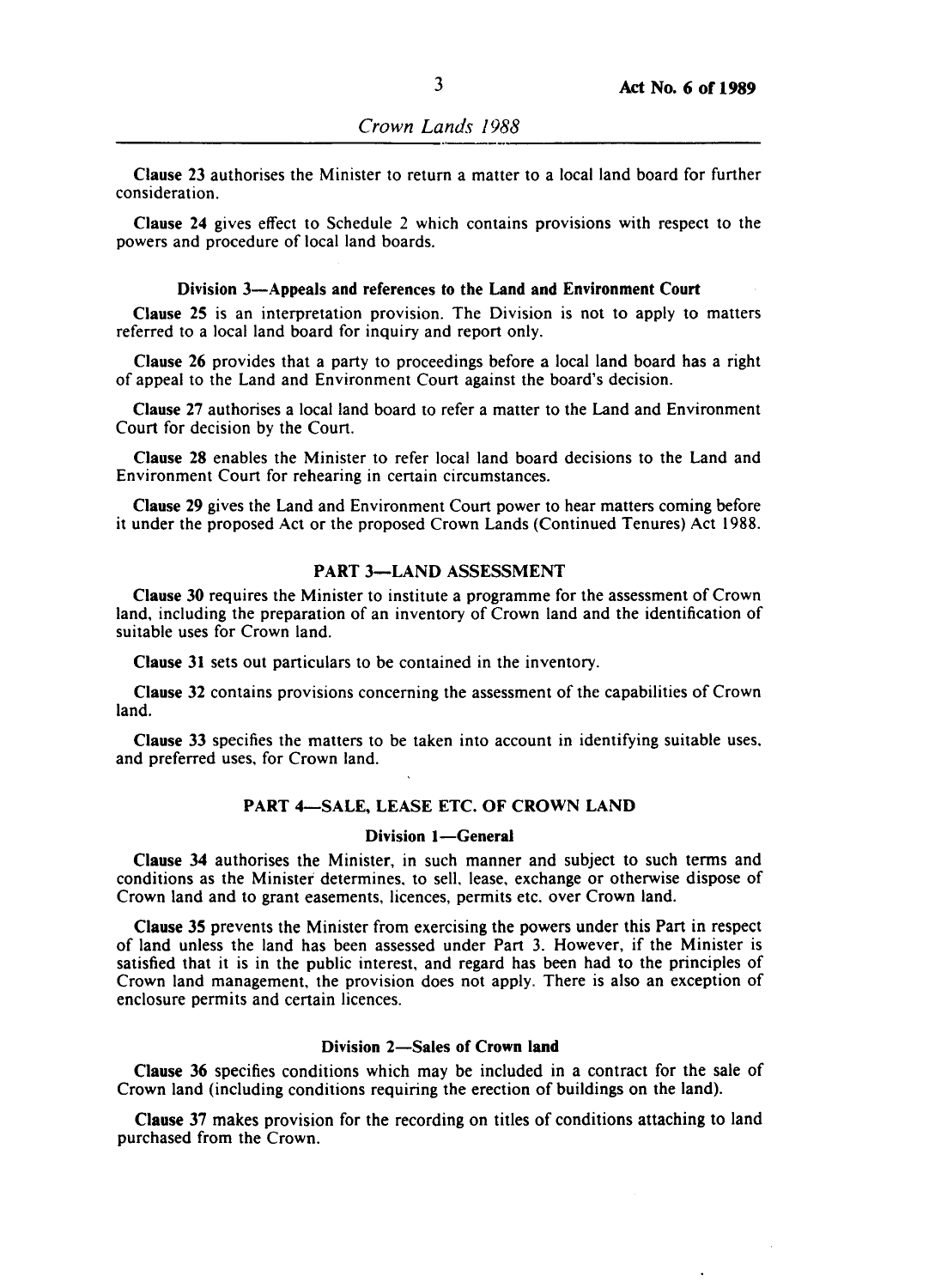**Clause 23** authorises the Minister to return a matter to a local land board for further consideration.

**Clause 24** gives effect to Schedule 2 which contains provisions with respect to the powers and procedure of local land boards.

### Division 3—Appeals and references to the Land and Environment Court

**Clause 25** is an interpretation provision. The Division is not to apply to matters referred to a local land board for inquiry and report only.

**Clause 26** provides that a party to proceedings before a local land board has a right of appeal to the Land and Environment Court against the board's decision.

**Clause 27** authorises a local land board to refer a matter to the Land and Environment Court for decision by the Court.

**Clause 28** enables the Minister to refer local land board decisions to the Land and Environment Court for rehearing in certain circumstances.

**Clause 29** gives the Land and Environment Court power to hear matters coming before it under the proposed Act or the proposed Crown Lands (Continued Tenures) Act 1988.

## PART 3—LAND ASSESSMENT

**Clause 30** requires the Minister to institute a programme for the assessment of Crown land, including the preparation of an inventory of Crown land and the identification of suitable uses for Crown land.

**Clause 31** sets out particulars to be contained in the inventory.

**Clause 32** contains provisions concerning the assessment of the capabilities of Crown land.

**Clause 33** specifies the matters to be taken into account in identifying suitable uses, and preferred uses, for Crown land.

## PART 4—SALE, LEASE ETC. OF CROWN LAND

### Division 1—General

**Clause 34** authorises the Minister, in such manner and subject to such terms and conditions as the Minister determines, to sell, lease, exchange or otherwise dispose of Crown land and to grant easements, licences, permits etc. over Crown land.

**Clause 35** prevents the Minister from exercising the powers under this Part in respect of land unless the land has been assessed under Part 3. However, if the Minister is satisfied that it is in the public interest, and regard has been had to the principles of Crown land management, the provision does not apply. There is also an exception of enclosure permits and certain licences.

### Division 2—Sales of Crown land

**Clause 36** specifies conditions which may be included in a contract for the sale of Crown land (including conditions requiring the erection of buildings on the land).

**Clause 37** makes provision for the recording on titles of conditions attaching to land purchased from the Crown.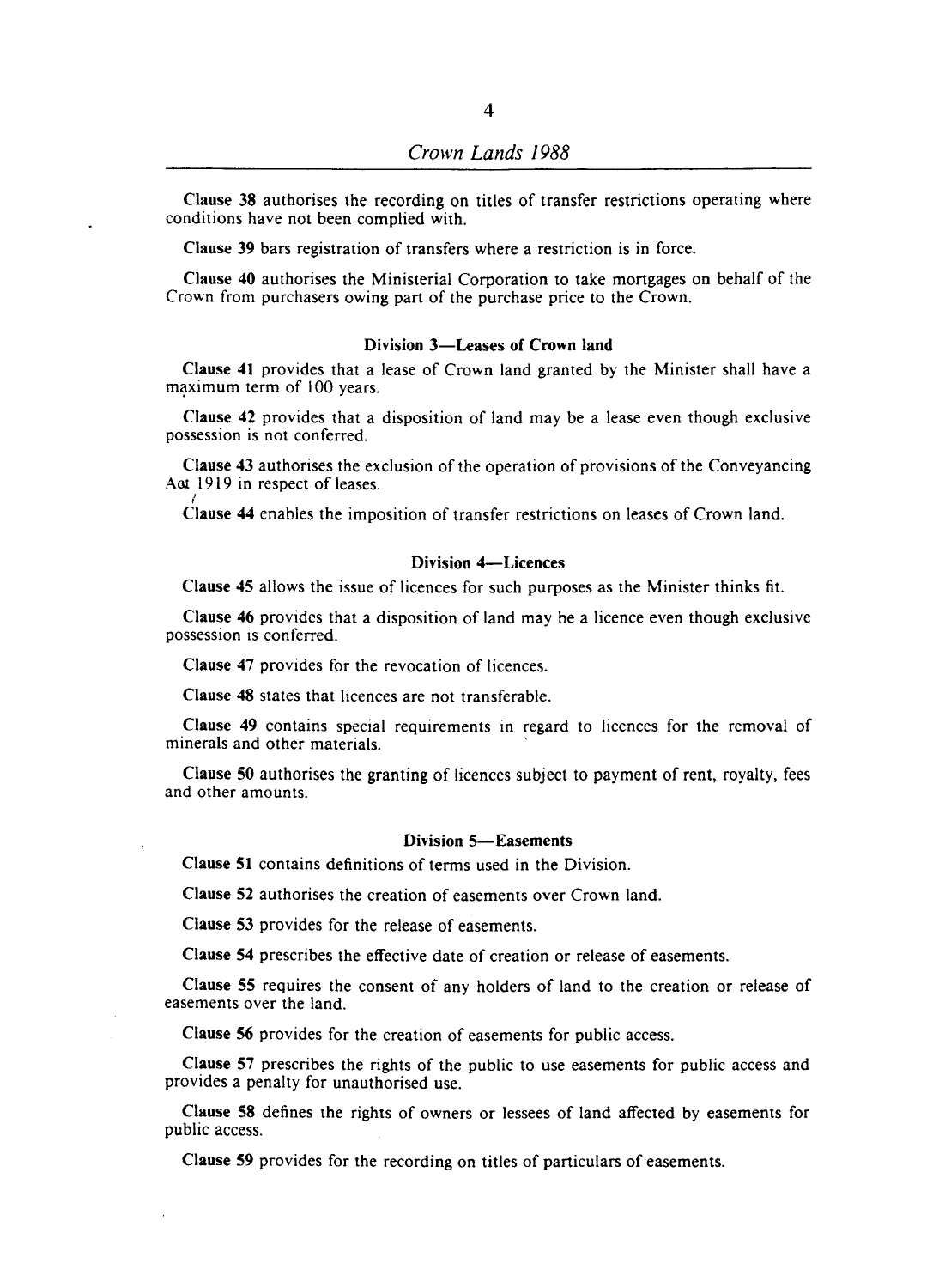**Clause 38** authorises the recording on titles of transfer restrictions operating where conditions have not been complied with.

**Clause 39** bars registration of transfers where a restriction is in force.

**Clause 40** authorises the Ministerial Corporation to take mortgages on behalf of the Crown from purchasers owing part of the purchase price to the Crown.

### Division 3—Leases of Crown land

**Clause 41** provides that a lease of Crown land granted by the Minister shall have a maximum term of 100 years.

**Clause 42** provides that a disposition of land may be a lease even though exclusive possession is not conferred.

**Clause 43** authorises the exclusion of the operation of provisions of the Conveyancing Act 1919 in respect of leases.

**Clause 44** enables the imposition of transfer restrictions on leases of Crown land.

### Division 4—Licences

**Clause 45** allows the issue of licences for such purposes as the Minister thinks fit.

**Clause 46** provides that a disposition of land may be a licence even though exclusive possession is conferred.

**Clause 47** provides for the revocation of licences.

**Clause 48** states that licences are not transferable.

**Clause 49** contains special requirements in regard to licences for the removal of minerals and other materials.

**Clause 50** authorises the granting of licences subject to payment of rent, royalty, fees and other amounts.

### Division 5—Easements

**Clause 51** contains definitions of terms used in the Division.

**Clause 52** authorises the creation of easements over Crown land.

**Clause 53** provides for the release of easements.

**Clause 54** prescribes the effective date of creation or release of easements.

**Clause 55** requires the consent of any holders of land to the creation or release of easements over the land.

**Clause 56** provides for the creation of easements for public access.

**Clause 57** prescribes the rights of the public to use easements for public access and provides a penalty for unauthorised use.

**Clause 58** defines the rights of owners or lessees of land affected by easements for public access.

**Clause 59** provides for the recording on titles of particulars of easements.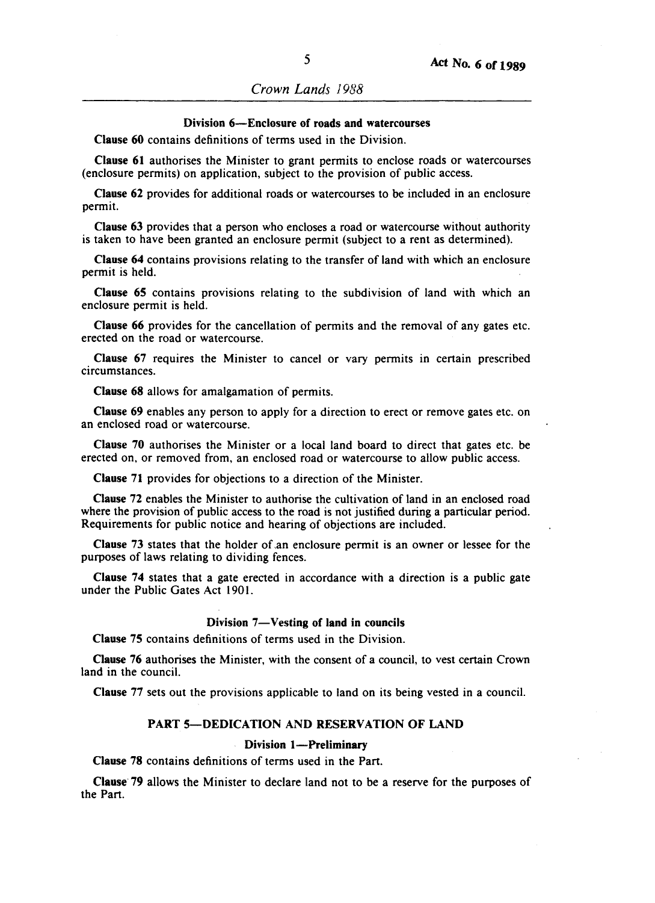#### Division 6—Enclosure of roads and watercourses

**Clause 60** contains definitions of terms used in the Division.

**Clause 61** authorises the Minister to grant permits to enclose roads or watercourses (enclosure permits) on application, subject to the provision of public access.

**Clause 62** provides for additional roads or watercourses to be included in an enclosure permit.

**Clause 63** provides that a person who encloses a road or watercourse without authority is taken to have been granted an enclosure permit (subject to a rent as determined).

**Clause 64** contains provisions relating to the transfer of land with which an enclosure permit is held.

**Clause 65** contains provisions relating to the subdivision of land with which an enclosure permit is held.

**Clause 66** provides for the cancellation of permits and the removal of any gates etc. erected on the road or watercourse.

**Clause 67** requires the Minister to cancel or vary permits in certain prescribed circumstances.

**Clause 68** allows for amalgamation of permits.

**Clause 69** enables any person to apply for a direction to erect or remove gates etc. on an enclosed road or watercourse.

**Clause 70** authorises the Minister or a local land board to direct that gates etc. be erected on, or removed from, an enclosed road or watercourse to allow public access.

**Clause 71** provides for objections to a direction of the Minister.

**Clause 72** enables the Minister to authorise the cultivation of land in an enclosed road where the provision of public access to the road is not justified during a particular period. Requirements for public notice and hearing of objections are included.

**Clause 73** states that the holder of an enclosure permit is an owner or lessee for the purposes of laws relating to dividing fences.

**Clause 74** states that a gate erected in accordance with a direction is a public gate under the Public Gates Act 1901.

#### Division 7—Vesting of land in councils

**Clause 75** contains definitions of terms used in the Division.

**Clause 76** authorises the Minister, with the consent of a council, to vest certain Crown land in the council.

**Clause 77** sets out the provisions applicable to land on its being vested in a council.

### PART 5—DEDICATION AND RESERVATION OF LAND

#### Division 1—Preliminary

**Clause 78** contains definitions of terms used in the Part.

**Clause 79** allows the Minister to declare land not to be a reserve for the purposes of the Part.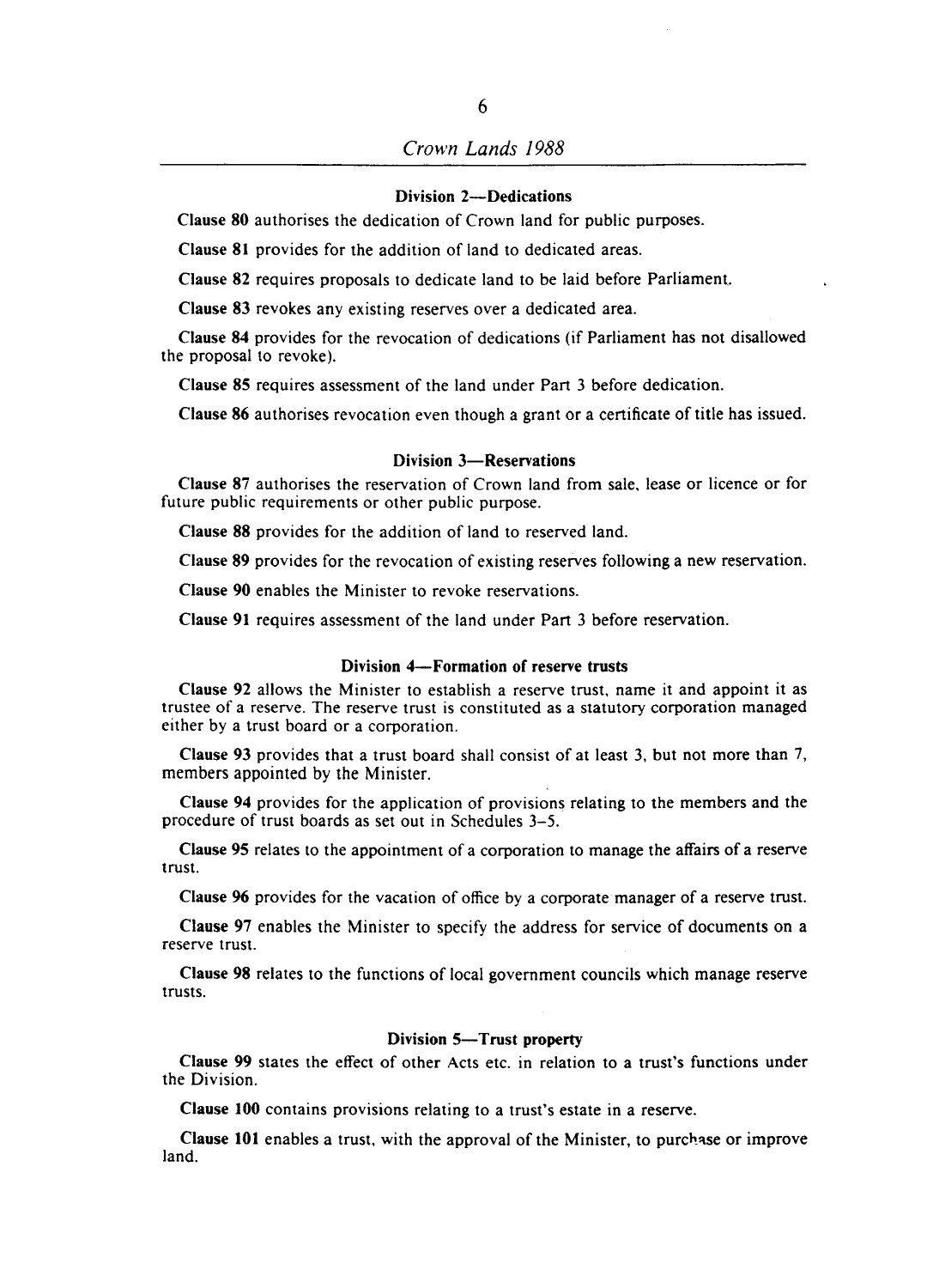### Division 2—Dedications

**Clause 80** authorises the dedication of Crown land for public purposes.

**Clause 81** provides for the addition of land to dedicated areas.

**Clause 82** requires proposals to dedicate land to be laid before Parliament.

**Clause 83** revokes any existing reserves over a dedicated area.

**Clause 84** provides for the revocation of dedications (if Parliament has not disallowed the proposal to revoke).

**Clause 85** requires assessment of the land under Part 3 before dedication.

**Clause 86** authorises revocation even though a grant or a certificate of title has issued.

### Division 3—Reservations

**Clause 87** authorises the reservation of Crown land from sale, lease or licence or for future public requirements or other public purpose.

**Clause 88** provides for the addition of land to reserved land.

**Clause 89** provides for the revocation of existing reserves following a new reservation.

**Clause 90** enables the Minister to revoke reservations.

**Clause 91** requires assessment of the land under Part 3 before reservation.

### Division 4—Formation of reserve trusts

**Clause 92** allows the Minister to establish a reserve trust, name it and appoint it as trustee of a reserve. The reserve trust is constituted as a statutory corporation managed either by a trust board or a corporation.

**Clause 93** provides that a trust board shall consist of at least 3, but not more than 7, members appointed by the Minister.

**Clause 94** provides for the application of provisions relating to the members and the procedure of trust boards as set out in Schedules 3–5.

**Clause 95** relates to the appointment of a corporation to manage the affairs of a reserve trust.

**Clause 96** provides for the vacation of office by a corporate manager of a reserve trust.

**Clause 97** enables the Minister to specify the address for service of documents on a reserve trust.

**Clause 98** relates to the functions of local government councils which manage reserve trusts.

### Division 5—Trust property

**Clause 99** states the effect of other Acts etc. in relation to a trust's functions under the Division.

**Clause 100** contains provisions relating to a trust's estate in a reserve.

**Clause 101** enables a trust, with the approval of the Minister, to purchase or improve land.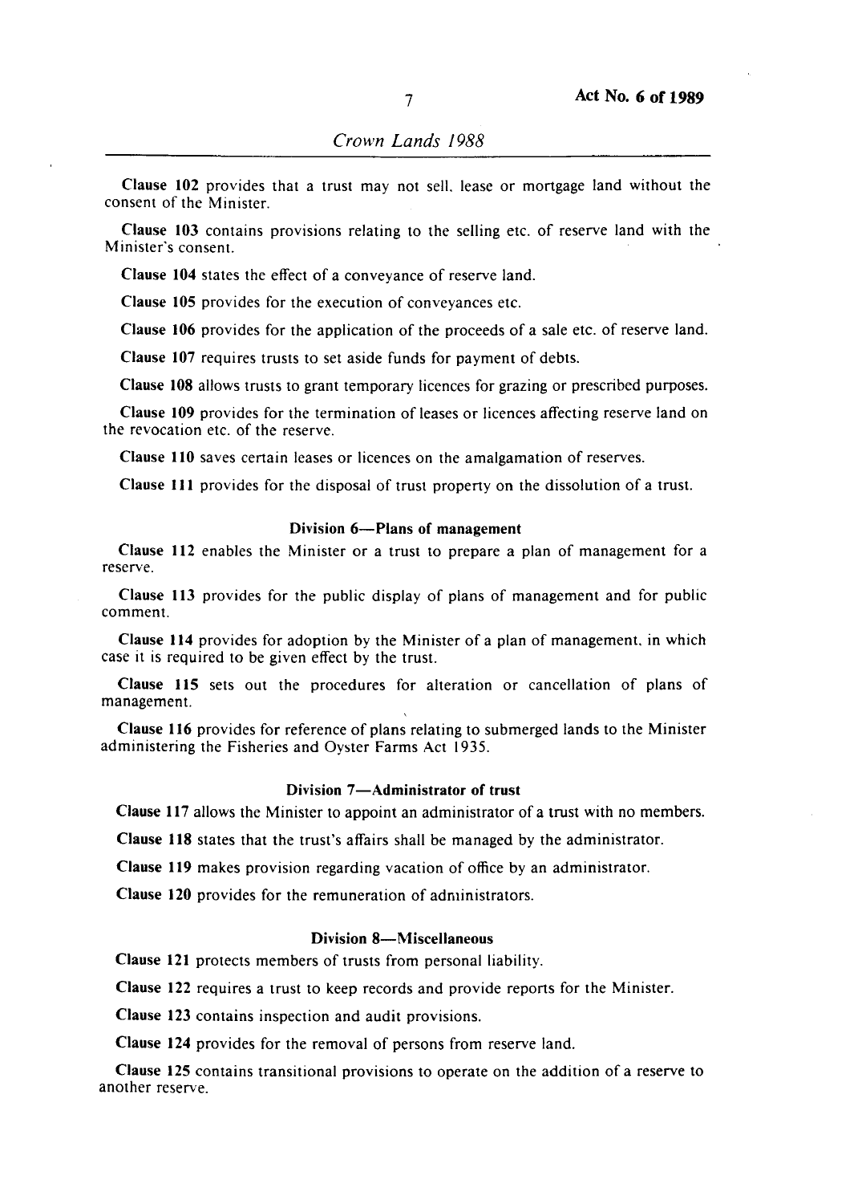**Clause 102** provides that a trust may not sell, lease or mortgage land without the consent of the Minister.

**Clause 103** contains provisions relating to the selling etc. of reserve land with the Minister's consent.

**Clause 104** states the effect of a conveyance of reserve land.

**Clause 105** provides for the execution of conveyances etc.

**Clause 106** provides for the application of the proceeds of a sale etc. of reserve land.

**Clause 107** requires trusts to set aside funds for payment of debts.

**Clause 108** allows trusts to grant temporary licences for grazing or prescribed purposes.

**Clause 109** provides for the termination of leases or licences affecting reserve land on the revocation etc. of the reserve.

**Clause 110** saves certain leases or licences on the amalgamation of reserves.

**Clause 111** provides for the disposal of trust property on the dissolution of a trust.

### Division 6—Plans of management

**Clause 112** enables the Minister or a trust to prepare a plan of management for a reserve.

**Clause 113** provides for the public display of plans of management and for public comment.

**Clause 114** provides for adoption by the Minister of a plan of management, in which case it is required to be given effect by the trust.

**Clause 115** sets out the procedures for alteration or cancellation of plans of management.

**Clause 116** provides for reference of plans relating to submerged lands to the Minister administering the Fisheries and Oyster Farms Act 1935.

### Division 7—Administrator of trust

**Clause 117** allows the Minister to appoint an administrator of a trust with no members.

**Clause 118** states that the trust's affairs shall be managed by the administrator.

**Clause 119** makes provision regarding vacation of office by an administrator.

**Clause 120** provides for the remuneration of administrators.

### Division 8—Miscellaneous

**Clause 121** protects members of trusts from personal liability.

**Clause 122** requires a trust to keep records and provide reports for the Minister.

**Clause 123** contains inspection and audit provisions.

**Clause 124** provides for the removal of persons from reserve land.

**Clause 125** contains transitional provisions to operate on the addition of a reserve to another reserve.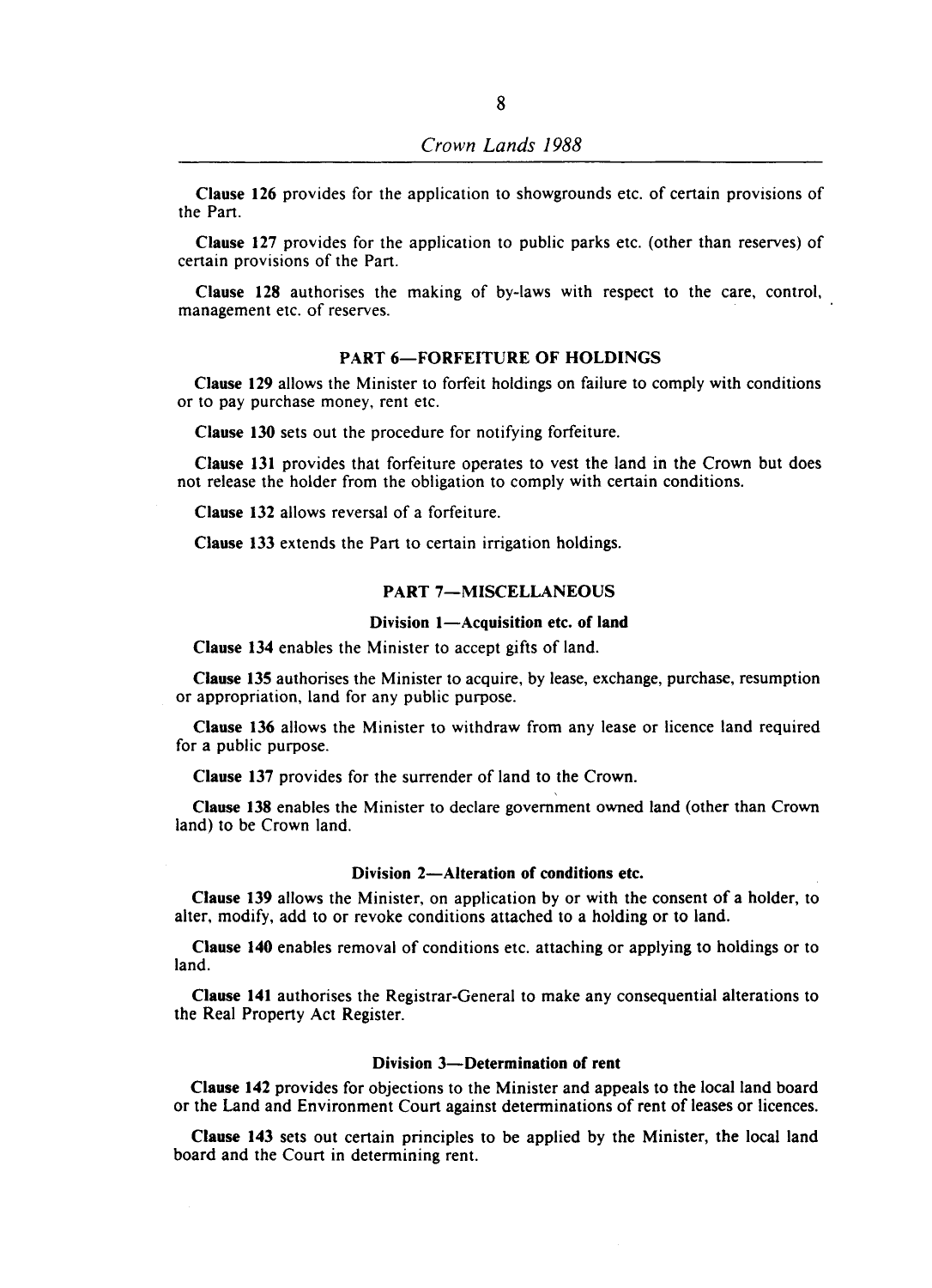**Clause 126** provides for the application to showgrounds etc. of certain provisions of the Part.

**Clause 127** provides for the application to public parks etc. (other than reserves) of certain provisions of the Part.

**Clause 128** authorises the making of by-laws with respect to the care, control, management etc. of reserves.

## PART 6—FORFEITURE OF HOLDINGS

**Clause 129** allows the Minister to forfeit holdings on failure to comply with conditions or to pay purchase money, rent etc.

**Clause 130** sets out the procedure for notifying forfeiture.

**Clause 131** provides that forfeiture operates to vest the land in the Crown but does not release the holder from the obligation to comply with certain conditions.

**Clause 132** allows reversal of a forfeiture.

**Clause 133** extends the Part to certain irrigation holdings.

## PART 7—MISCELLANEOUS

### Division 1—Acquisition etc. of land

**Clause 134** enables the Minister to accept gifts of land.

**Clause 135** authorises the Minister to acquire, by lease, exchange, purchase, resumption or appropriation, land for any public purpose.

**Clause 136** allows the Minister to withdraw from any lease or licence land required for a public purpose.

**Clause 137** provides for the surrender of land to the Crown.

**Clause 138** enables the Minister to declare government owned land (other than Crown land) to be Crown land.

### Division 2—Alteration of conditions etc.

**Clause 139** allows the Minister, on application by or with the consent of a holder, to alter, modify, add to or revoke conditions attached to a holding or to land.

**Clause 140** enables removal of conditions etc. attaching or applying to holdings or to land.

**Clause 141** authorises the Registrar-General to make any consequential alterations to the Real Property Act Register.

### Division 3—Determination of rent

**Clause 142** provides for objections to the Minister and appeals to the local land board or the Land and Environment Court against determinations of rent of leases or licences.

**Clause 143** sets out certain principles to be applied by the Minister, the local land board and the Court in determining rent.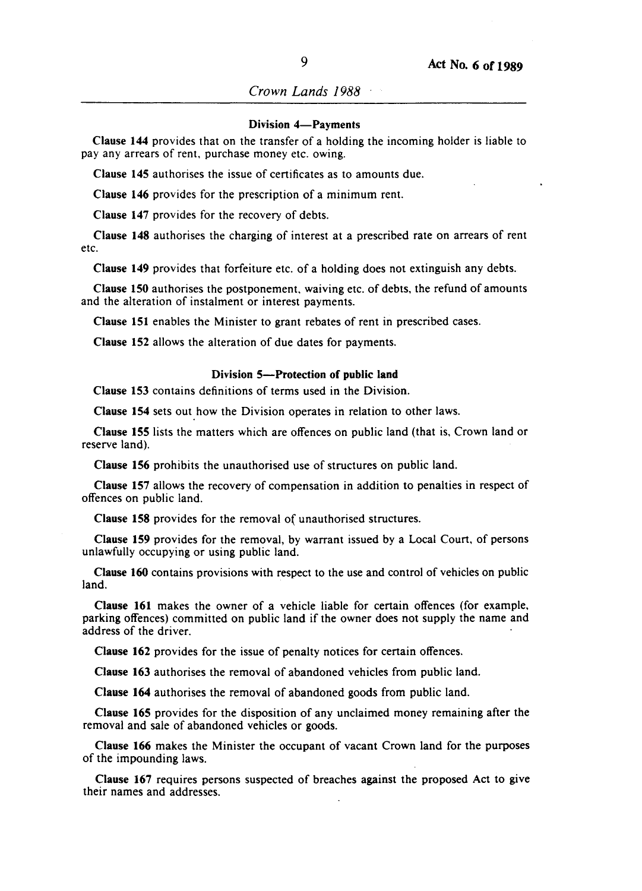#### Division 4—Payments

**Clause 144** provides that on the transfer of a holding the incoming holder is liable to pay any arrears of rent, purchase money etc. owing.

**Clause 145** authorises the issue of certificates as to amounts due.

**Clause 146** provides for the prescription of a minimum rent.

**Clause 147** provides for the recovery of debts.

**Clause 148** authorises the charging of interest at a prescribed rate on arrears of rent etc.

**Clause 149** provides that forfeiture etc. of a holding does not extinguish any debts.

**Clause 150** authorises the postponement, waiving etc. of debts, the refund of amounts and the alteration of instalment or interest payments.

**Clause 151** enables the Minister to grant rebates of rent in prescribed cases.

**Clause 152** allows the alteration of due dates for payments.

#### Division 5—Protection of public land

**Clause 153** contains definitions of terms used in the Division.

**Clause 154** sets out how the Division operates in relation to other laws.

**Clause 155** lists the matters which are offences on public land (that is, Crown land or reserve land).

**Clause 156** prohibits the unauthorised use of structures on public land.

**Clause 157** allows the recovery of compensation in addition to penalties in respect of offences on public land.

**Clause 158** provides for the removal of unauthorised structures.

**Clause 159** provides for the removal, by warrant issued by a Local Court, of persons unlawfully occupying or using public land.

**Clause 160** contains provisions with respect to the use and control of vehicles on public land.

**Clause 161** makes the owner of a vehicle liable for certain offences (for example, parking offences) committed on public land if the owner does not supply the name and address of the driver.

**Clause 162** provides for the issue of penalty notices for certain offences.

**Clause 163** authorises the removal of abandoned vehicles from public land.

**Clause 164** authorises the removal of abandoned goods from public land.

**Clause 165** provides for the disposition of any unclaimed money remaining after the removal and sale of abandoned vehicles or goods.

**Clause 166** makes the Minister the occupant of vacant Crown land for the purposes of the impounding laws.

**Clause 167** requires persons suspected of breaches against the proposed Act to give their names and addresses.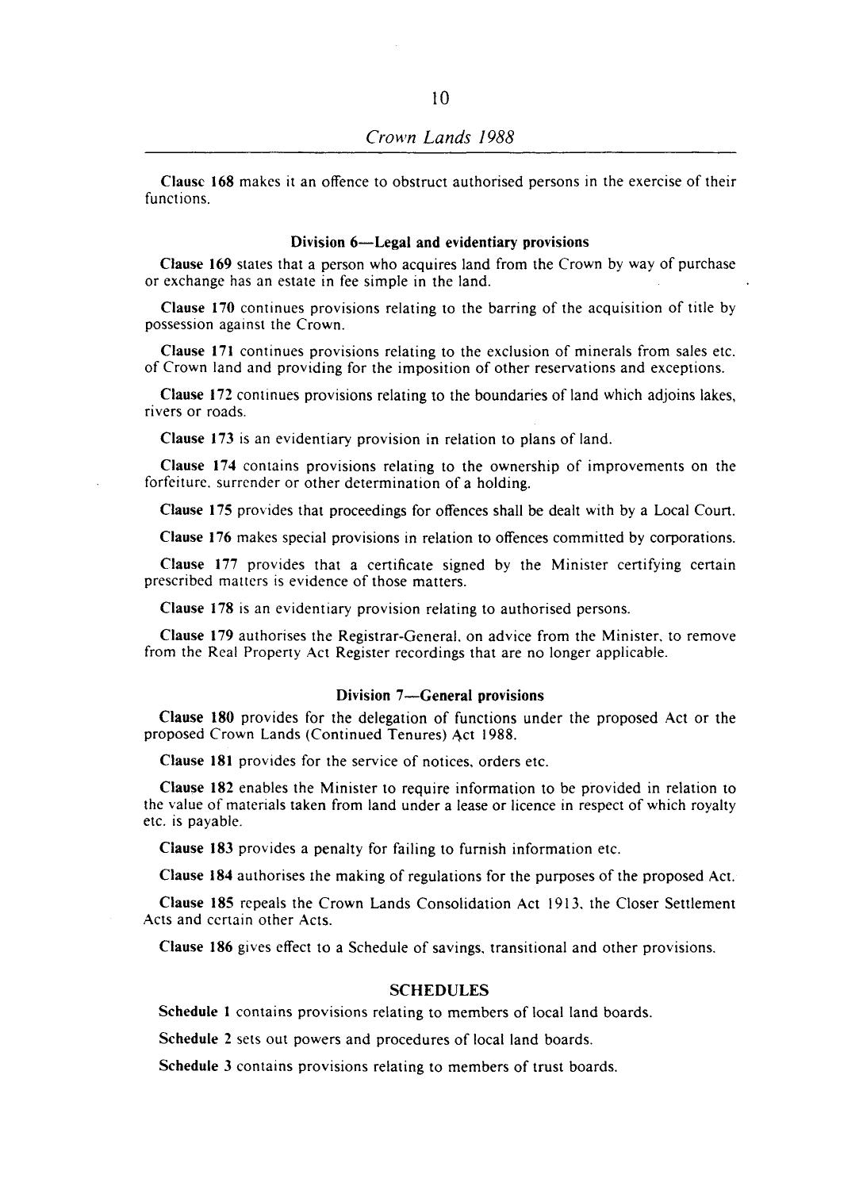**Clause 168** makes it an offence to obstruct authorised persons in the exercise of their functions.

### Division 6—Legal and evidentiary provisions

**Clause 169** states that a person who acquires land from the Crown by way of purchase or exchange has an estate in fee simple in the land.

**Clause 170** continues provisions relating to the barring of the acquisition of title by possession against the Crown.

**Clause 171** continues provisions relating to the exclusion of minerals from sales etc. of Crown land and providing for the imposition of other reservations and exceptions.

**Clause 172** continues provisions relating to the boundaries of land which adjoins lakes, rivers or roads.

**Clause 173** is an evidentiary provision in relation to plans of land.

**Clause 174** contains provisions relating to the ownership of improvements on the forfeiture, surrender or other determination of a holding.

**Clause 175** provides that proceedings for offences shall be dealt with by a Local Court.

**Clause 176** makes special provisions in relation to offences committed by corporations.

**Clause 177** provides that a certificate signed by the Minister certifying certain prescribed matters is evidence of those matters.

**Clause 178** is an evidentiary provision relating to authorised persons.

**Clause 179** authorises the Registrar-General, on advice from the Minister, to remove from the Real Property Act Register recordings that are no longer applicable.

### Division 7—General provisions

**Clause 180** provides for the delegation of functions under the proposed Act or the proposed Crown Lands (Continued Tenures) Act 1988.

**Clause 181** provides for the service of notices, orders etc.

**Clause 182** enables the Minister to require information to be provided in relation to the value of materials taken from land under a lease or licence in respect of which royalty etc. is payable.

**Clause 183** provides a penalty for failing to furnish information etc.

**Clause 184** authorises the making of regulations for the purposes of the proposed Act.

**Clause 185** repeals the Crown Lands Consolidation Act 1913, the Closer Settlement Acts and certain other Acts.

**Clause 186** gives effect to a Schedule of savings, transitional and other provisions.

## SCHEDULES

**Schedule 1** contains provisions relating to members of local land boards.

**Schedule 2** sets out powers and procedures of local land boards.

**Schedule 3** contains provisions relating to members of trust boards.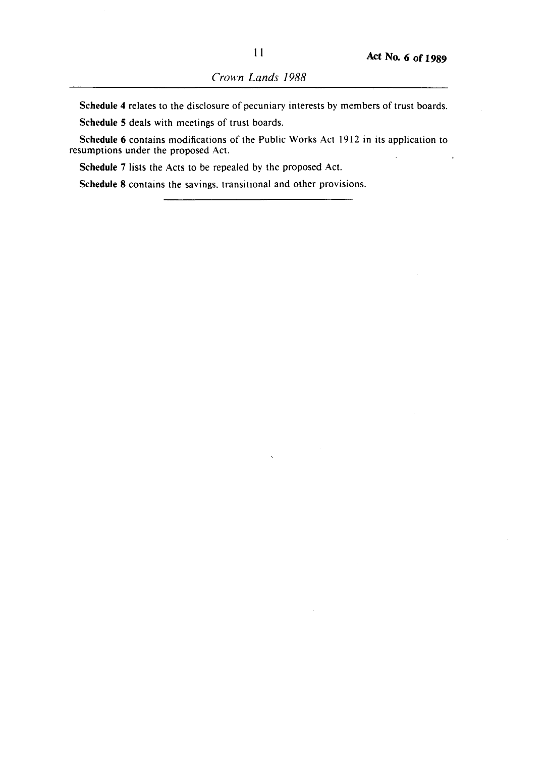**Schedule 4** relates to the disclosure of pecuniary interests by members of trust boards.

**Schedule 5** deals with meetings of trust boards.

**Schedule 6** contains modifications of the Public Works Act 1912 in its application to resumptions under the proposed Act.

**Schedule 7** lists the Acts to be repealed by the proposed Act.

**Schedule 8** contains the savings, transitional and other provisions.